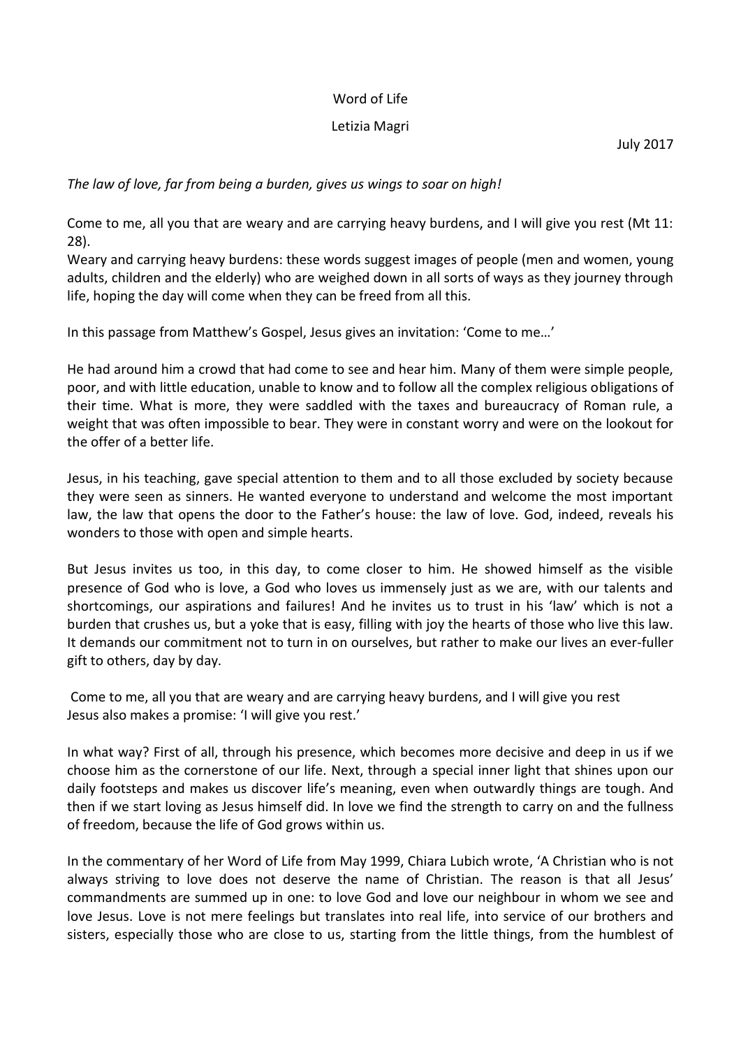Word of Life

Letizia Magri

July 2017

*The law of love, far from being a burden, gives us wings to soar on high!*

Come to me, all you that are weary and are carrying heavy burdens, and I will give you rest (Mt 11: 28).

Weary and carrying heavy burdens: these words suggest images of people (men and women, young adults, children and the elderly) who are weighed down in all sorts of ways as they journey through life, hoping the day will come when they can be freed from all this.

In this passage from Matthew's Gospel, Jesus gives an invitation: 'Come to me…'

He had around him a crowd that had come to see and hear him. Many of them were simple people, poor, and with little education, unable to know and to follow all the complex religious obligations of their time. What is more, they were saddled with the taxes and bureaucracy of Roman rule, a weight that was often impossible to bear. They were in constant worry and were on the lookout for the offer of a better life.

Jesus, in his teaching, gave special attention to them and to all those excluded by society because they were seen as sinners. He wanted everyone to understand and welcome the most important law, the law that opens the door to the Father's house: the law of love. God, indeed, reveals his wonders to those with open and simple hearts.

But Jesus invites us too, in this day, to come closer to him. He showed himself as the visible presence of God who is love, a God who loves us immensely just as we are, with our talents and shortcomings, our aspirations and failures! And he invites us to trust in his 'law' which is not a burden that crushes us, but a yoke that is easy, filling with joy the hearts of those who live this law. It demands our commitment not to turn in on ourselves, but rather to make our lives an ever-fuller gift to others, day by day.

Come to me, all you that are weary and are carrying heavy burdens, and I will give you rest

Jesus also makes a promise: 'I will give you rest.'

In what way? First of all, through his presence, which becomes more decisive and deep in us if we choose him as the cornerstone of our life. Next, through a special inner light that shines upon our daily footsteps and makes us discover life's meaning, even when outwardly things are tough. And then if we start loving as Jesus himself did. In love we find the strength to carry on and the fullness of freedom, because the life of God grows within us.

In the commentary of her Word of Life from May 1999, Chiara Lubich wrote, 'A Christian who is not always striving to love does not deserve the name of Christian. The reason is that all Jesus' commandments are summed up in one: to love God and love our neighbour in whom we see and love Jesus. Love is not mere feelings but translates into real life, into service of our brothers and sisters, especially those who are close to us, starting from the little things, from the humblest of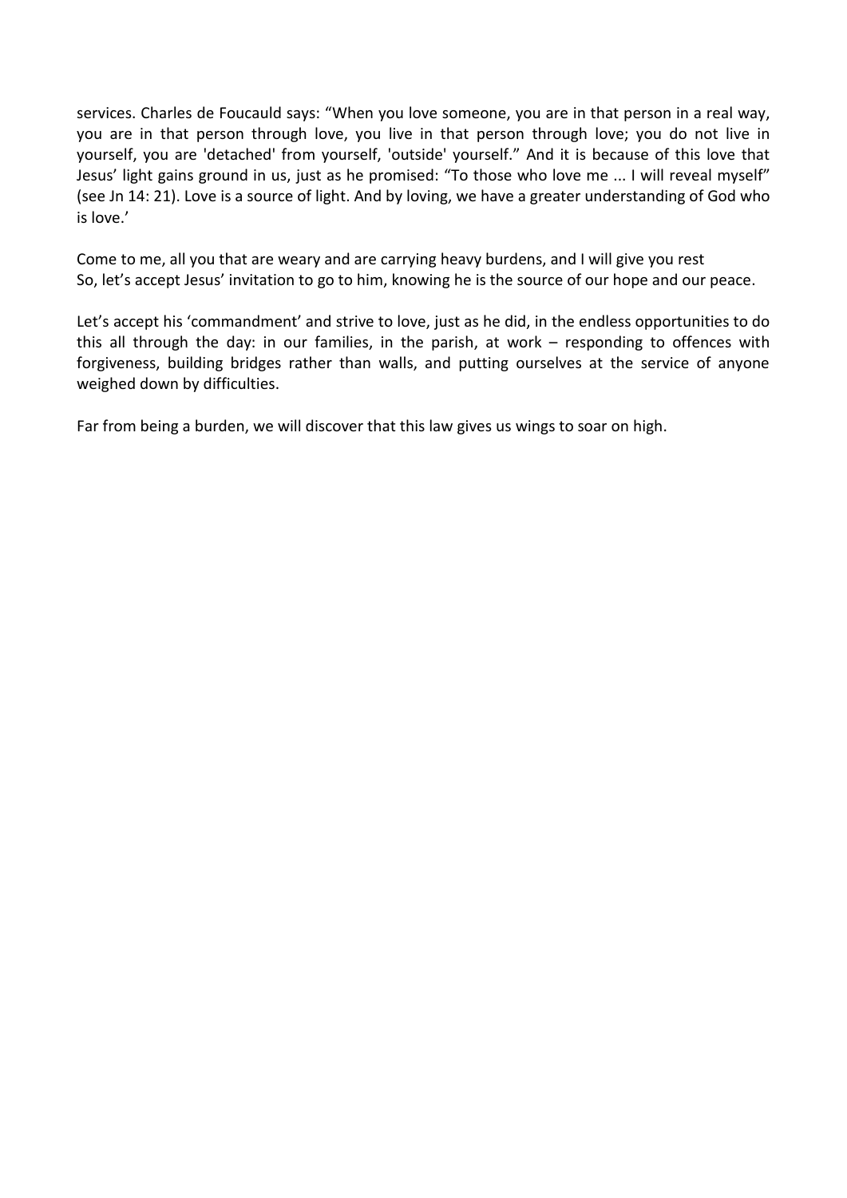services. Charles de Foucauld says: “When you love someone, you are in that person in a real way, you are in that person through love, you live in that person through love; you do not live in yourself, you are 'detached' from yourself, 'outside' yourself.” And it is because of this love that Jesus’ light gains ground in us, just as he promised: “To those who love me ... I will reveal myself” (see Jn 14: 21). Love is a source of light. And by loving, we have a greater understanding of God who is love.’

Come to me, all you that are weary and are carrying heavy burdens, and I will give you rest
So, let’s accept Jesus’ invitation to go to him, knowing he is the source of our hope and our peace.

Let’s accept his ‘commandment’ and strive to love, just as he did, in the endless opportunities to do this all through the day: in our families, in the parish, at work – responding to offences with forgiveness, building bridges rather than walls, and putting ourselves at the service of anyone weighed down by difficulties.

Far from being a burden, we will discover that this law gives us wings to soar on high.